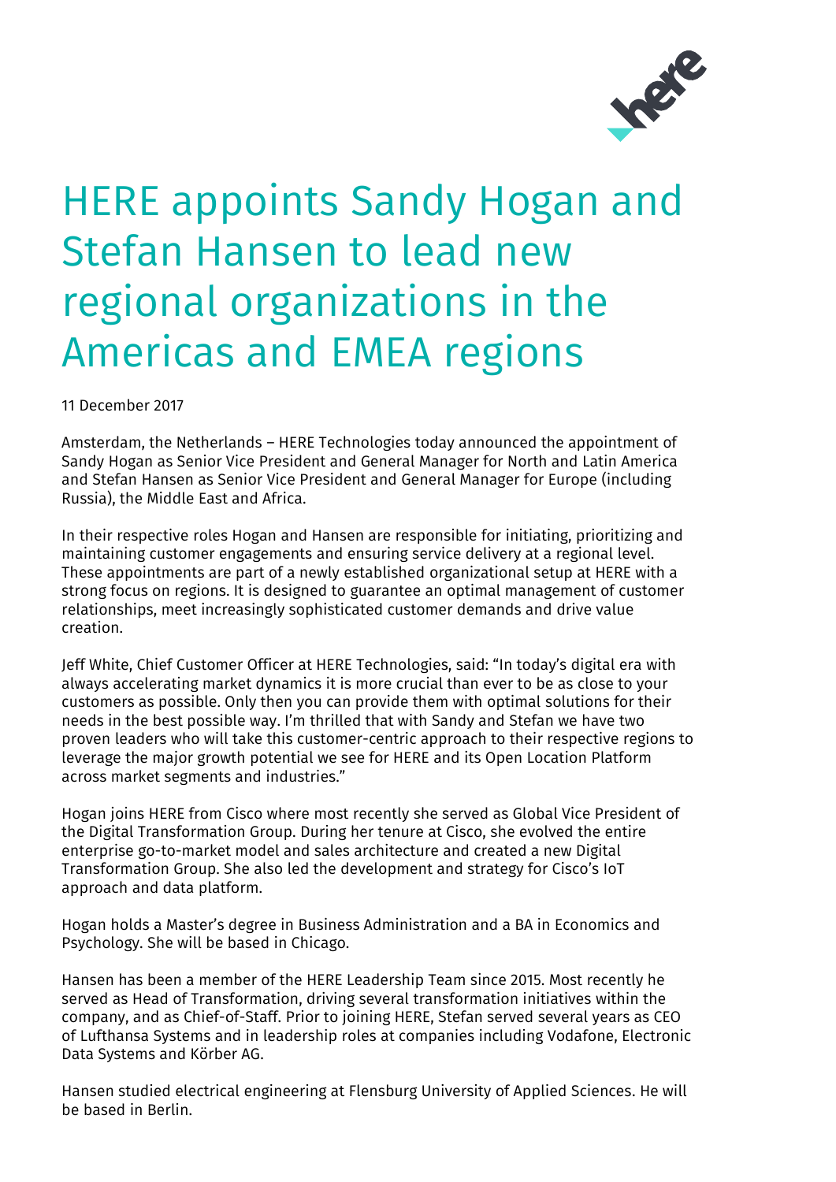# HERE appoints Sandy Hogan and Stefan Hansen to lead new regional organizations in the Americas and EMEA regions

11 December 2017

Amsterdam, the Netherlands – HERE Technologies today announced the appointment of Sandy Hogan as Senior Vice President and General Manager for North and Latin America and Stefan Hansen as Senior Vice President and General Manager for Europe (including Russia), the Middle East and Africa.

In their respective roles Hogan and Hansen are responsible for initiating, prioritizing and maintaining customer engagements and ensuring service delivery at a regional level. These appointments are part of a newly established organizational setup at HERE with a strong focus on regions. It is designed to guarantee an optimal management of customer relationships, meet increasingly sophisticated customer demands and drive value creation.

Jeff White, Chief Customer Officer at HERE Technologies, said: "In today's digital era with always accelerating market dynamics it is more crucial than ever to be as close to your customers as possible. Only then you can provide them with optimal solutions for their needs in the best possible way. I'm thrilled that with Sandy and Stefan we have two proven leaders who will take this customer-centric approach to their respective regions to leverage the major growth potential we see for HERE and its Open Location Platform across market segments and industries."

Hogan joins HERE from Cisco where most recently she served as Global Vice President of the Digital Transformation Group. During her tenure at Cisco, she evolved the entire enterprise go-to-market model and sales architecture and created a new Digital Transformation Group. She also led the development and strategy for Cisco's IoT approach and data platform.

Hogan holds a Master's degree in Business Administration and a BA in Economics and Psychology. She will be based in Chicago.

Hansen has been a member of the HERE Leadership Team since 2015. Most recently he served as Head of Transformation, driving several transformation initiatives within the company, and as Chief-of-Staff. Prior to joining HERE, Stefan served several years as CEO of Lufthansa Systems and in leadership roles at companies including Vodafone, Electronic Data Systems and Körber AG.

Hansen studied electrical engineering at Flensburg University of Applied Sciences. He will be based in Berlin.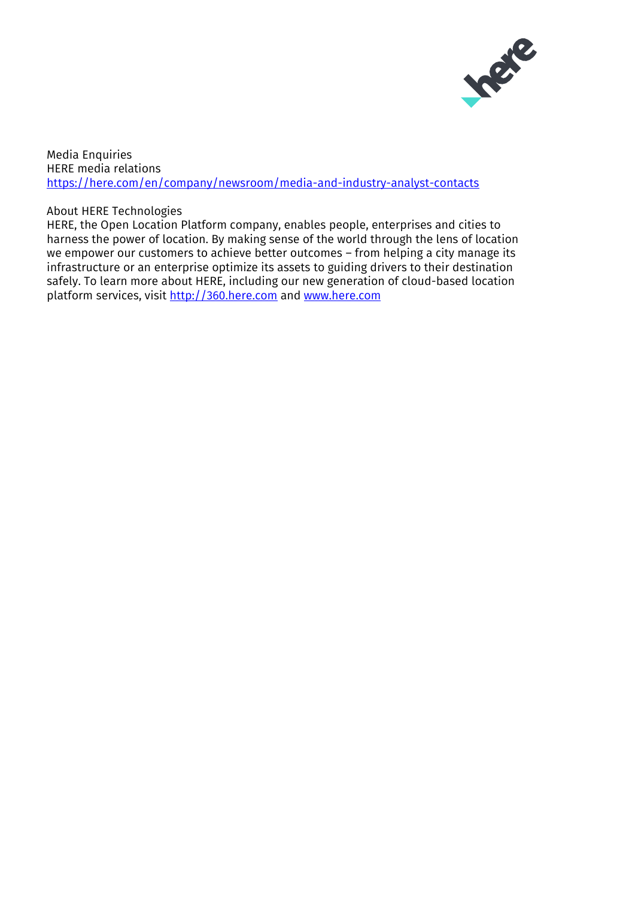Media Enquiries
HERE media relations
https://here.com/en/company/newsroom/media-and-industry-analyst-contacts

About HERE Technologies
HERE, the Open Location Platform company, enables people, enterprises and cities to harness the power of location. By making sense of the world through the lens of location we empower our customers to achieve better outcomes – from helping a city manage its infrastructure or an enterprise optimize its assets to guiding drivers to their destination safely. To learn more about HERE, including our new generation of cloud-based location platform services, visit http://360.here.com and www.here.com